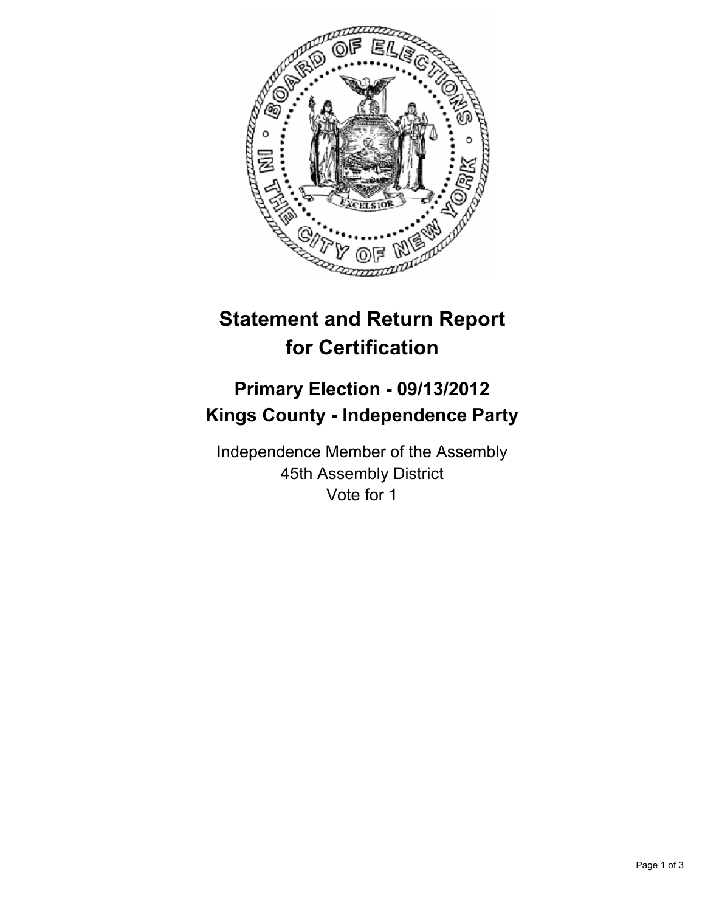# Statement and Return Report for Certification

## Primary Election - 09/13/2012
## Kings County - Independence Party

Independence Member of the Assembly
45th Assembly District
Vote for 1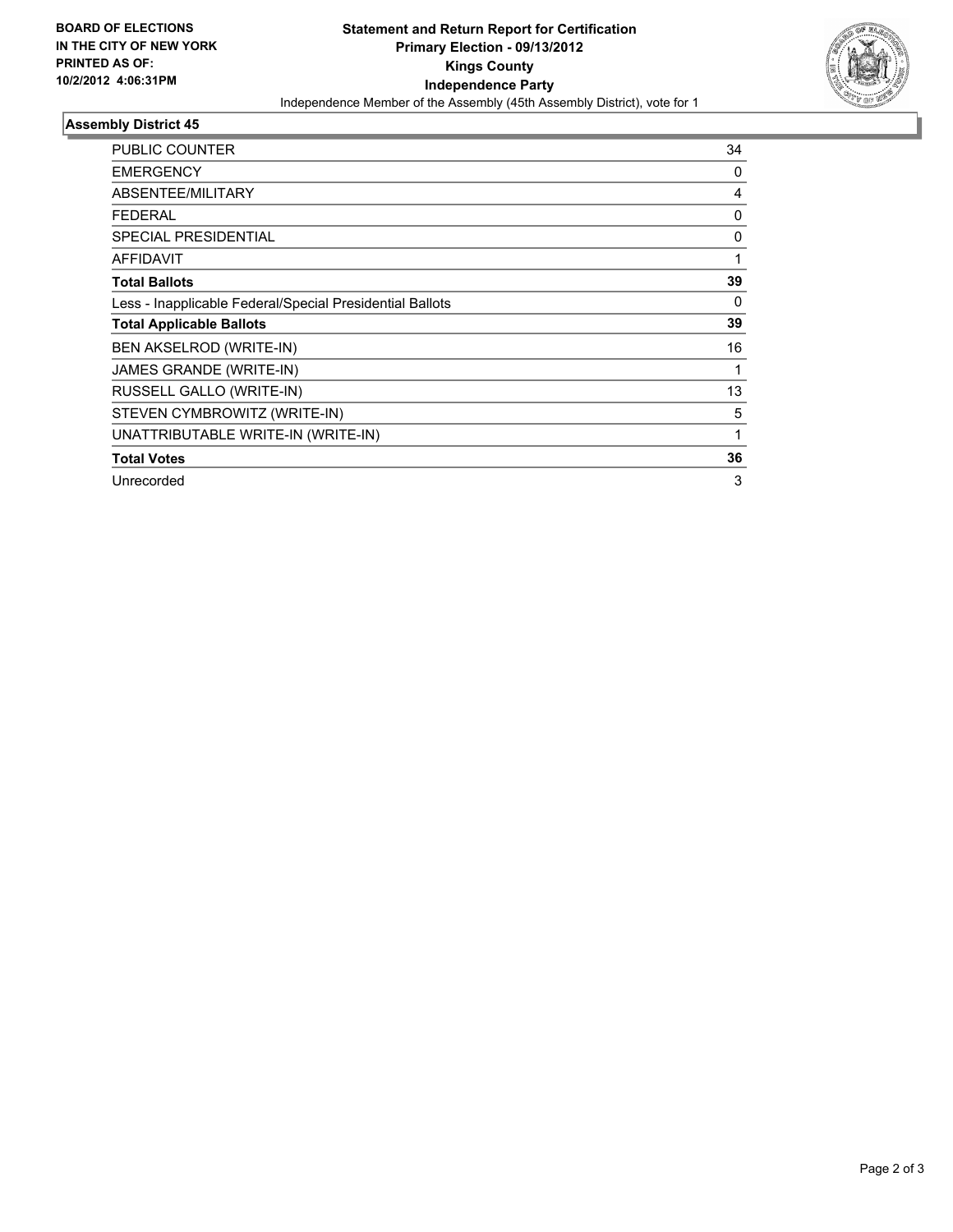**BOARD OF ELECTIONS IN THE CITY OF NEW YORK PRINTED AS OF: 10/2/2012 4:06:31PM**

**Statement and Return Report for Certification**
**Primary Election - 09/13/2012**
**Kings County**
**Independence Party**
Independence Member of the Assembly (45th Assembly District), vote for 1

## Assembly District 45

| | |
|---|---|
| PUBLIC COUNTER | 34 |
| EMERGENCY | 0 |
| ABSENTEE/MILITARY | 4 |
| FEDERAL | 0 |
| SPECIAL PRESIDENTIAL | 0 |
| AFFIDAVIT | 1 |
| **Total Ballots** | **39** |
| Less - Inapplicable Federal/Special Presidential Ballots | 0 |
| **Total Applicable Ballots** | **39** |
| BEN AKSELROD (WRITE-IN) | 16 |
| JAMES GRANDE (WRITE-IN) | 1 |
| RUSSELL GALLO (WRITE-IN) | 13 |
| STEVEN CYMBROWITZ (WRITE-IN) | 5 |
| UNATTRIBUTABLE WRITE-IN (WRITE-IN) | 1 |
| **Total Votes** | **36** |
| Unrecorded | 3 |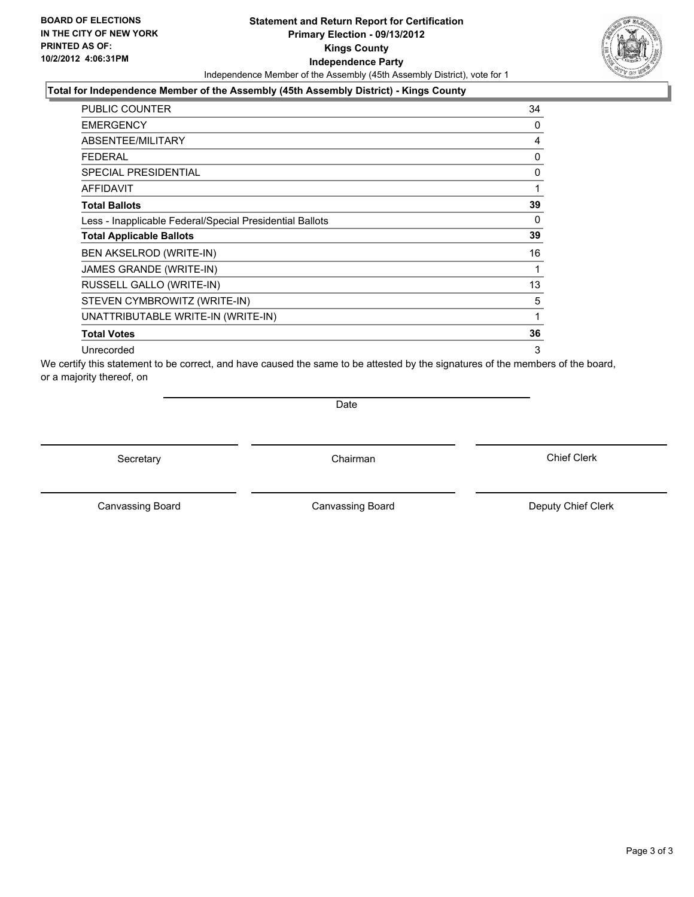**BOARD OF ELECTIONS IN THE CITY OF NEW YORK PRINTED AS OF: 10/2/2012 4:06:31PM**

**Statement and Return Report for Certification**
**Primary Election - 09/13/2012**
**Kings County**
**Independence Party**

Independence Member of the Assembly (45th Assembly District), vote for 1

**Total for Independence Member of the Assembly (45th Assembly District) - Kings County**

| | |
|---|---|
| PUBLIC COUNTER | 34 |
| EMERGENCY | 0 |
| ABSENTEE/MILITARY | 4 |
| FEDERAL | 0 |
| SPECIAL PRESIDENTIAL | 0 |
| AFFIDAVIT | 1 |
| **Total Ballots** | **39** |
| Less - Inapplicable Federal/Special Presidential Ballots | 0 |
| **Total Applicable Ballots** | **39** |
| BEN AKSELROD (WRITE-IN) | 16 |
| JAMES GRANDE (WRITE-IN) | 1 |
| RUSSELL GALLO (WRITE-IN) | 13 |
| STEVEN CYMBROWITZ (WRITE-IN) | 5 |
| UNATTRIBUTABLE WRITE-IN (WRITE-IN) | 1 |
| **Total Votes** | **36** |
| Unrecorded | 3 |

We certify this statement to be correct, and have caused the same to be attested by the signatures of the members of the board, or a majority thereof, on

Date

Secretary

Chairman

Chief Clerk

Canvassing Board

Canvassing Board

Deputy Chief Clerk